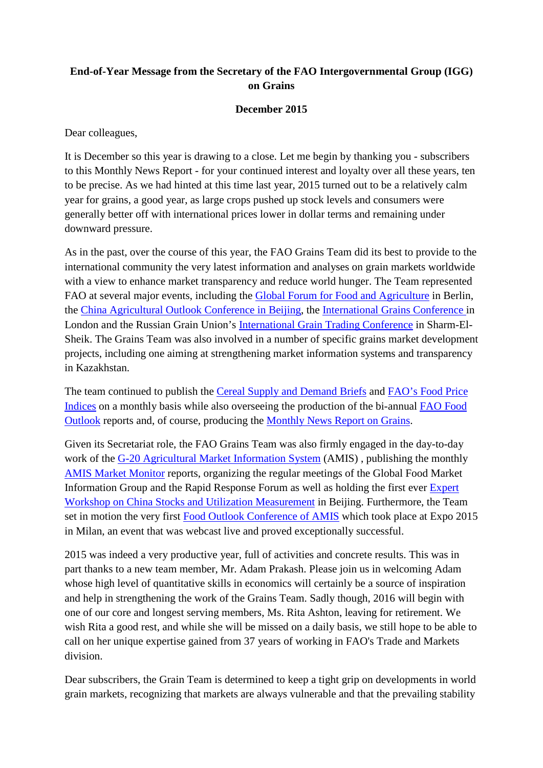**End-of-Year Message from the Secretary of the FAO Intergovernmental Group (IGG) on Grains**

**December 2015**

Dear colleagues,

It is December so this year is drawing to a close. Let me begin by thanking you - subscribers to this Monthly News Report - for your continued interest and loyalty over all these years, ten to be precise. As we had hinted at this time last year, 2015 turned out to be a relatively calm year for grains, a good year, as large crops pushed up stock levels and consumers were generally better off with international prices lower in dollar terms and remaining under downward pressure.

As in the past, over the course of this year, the FAO Grains Team did its best to provide to the international community the very latest information and analyses on grain markets worldwide with a view to enhance market transparency and reduce world hunger. The Team represented FAO at several major events, including the Global Forum for Food and Agriculture in Berlin, the China Agricultural Outlook Conference in Beijing, the International Grains Conference in London and the Russian Grain Union's International Grain Trading Conference in Sharm-El-Sheik. The Grains Team was also involved in a number of specific grains market development projects, including one aiming at strengthening market information systems and transparency in Kazakhstan.

The team continued to publish the Cereal Supply and Demand Briefs and FAO's Food Price Indices on a monthly basis while also overseeing the production of the bi-annual FAO Food Outlook reports and, of course, producing the Monthly News Report on Grains.

Given its Secretariat role, the FAO Grains Team was also firmly engaged in the day-to-day work of the G-20 Agricultural Market Information System (AMIS) , publishing the monthly AMIS Market Monitor reports, organizing the regular meetings of the Global Food Market Information Group and the Rapid Response Forum as well as holding the first ever Expert Workshop on China Stocks and Utilization Measurement in Beijing. Furthermore, the Team set in motion the very first Food Outlook Conference of AMIS which took place at Expo 2015 in Milan, an event that was webcast live and proved exceptionally successful.

2015 was indeed a very productive year, full of activities and concrete results. This was in part thanks to a new team member, Mr. Adam Prakash. Please join us in welcoming Adam whose high level of quantitative skills in economics will certainly be a source of inspiration and help in strengthening the work of the Grains Team. Sadly though, 2016 will begin with one of our core and longest serving members, Ms. Rita Ashton, leaving for retirement. We wish Rita a good rest, and while she will be missed on a daily basis, we still hope to be able to call on her unique expertise gained from 37 years of working in FAO's Trade and Markets division.

Dear subscribers, the Grain Team is determined to keep a tight grip on developments in world grain markets, recognizing that markets are always vulnerable and that the prevailing stability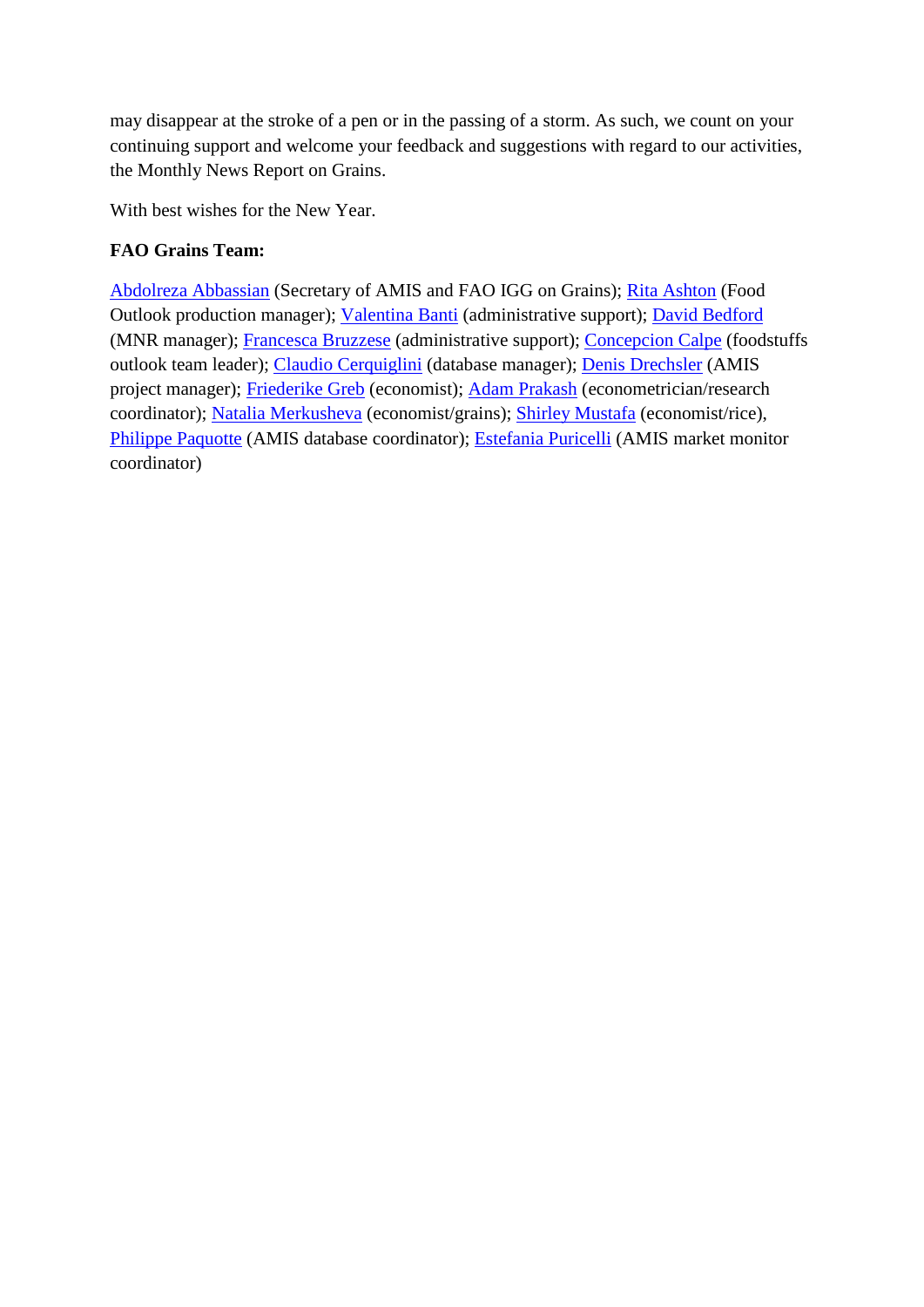may disappear at the stroke of a pen or in the passing of a storm. As such, we count on your continuing support and welcome your feedback and suggestions with regard to our activities, the Monthly News Report on Grains.

With best wishes for the New Year.

**FAO Grains Team:**

Abdolreza Abbassian (Secretary of AMIS and FAO IGG on Grains); Rita Ashton (Food Outlook production manager); Valentina Banti (administrative support); David Bedford (MNR manager); Francesca Bruzzese (administrative support); Concepcion Calpe (foodstuffs outlook team leader); Claudio Cerquiglini (database manager); Denis Drechsler (AMIS project manager); Friederike Greb (economist); Adam Prakash (econometrician/research coordinator); Natalia Merkusheva (economist/grains); Shirley Mustafa (economist/rice), Philippe Paquotte (AMIS database coordinator); Estefania Puricelli (AMIS market monitor coordinator)